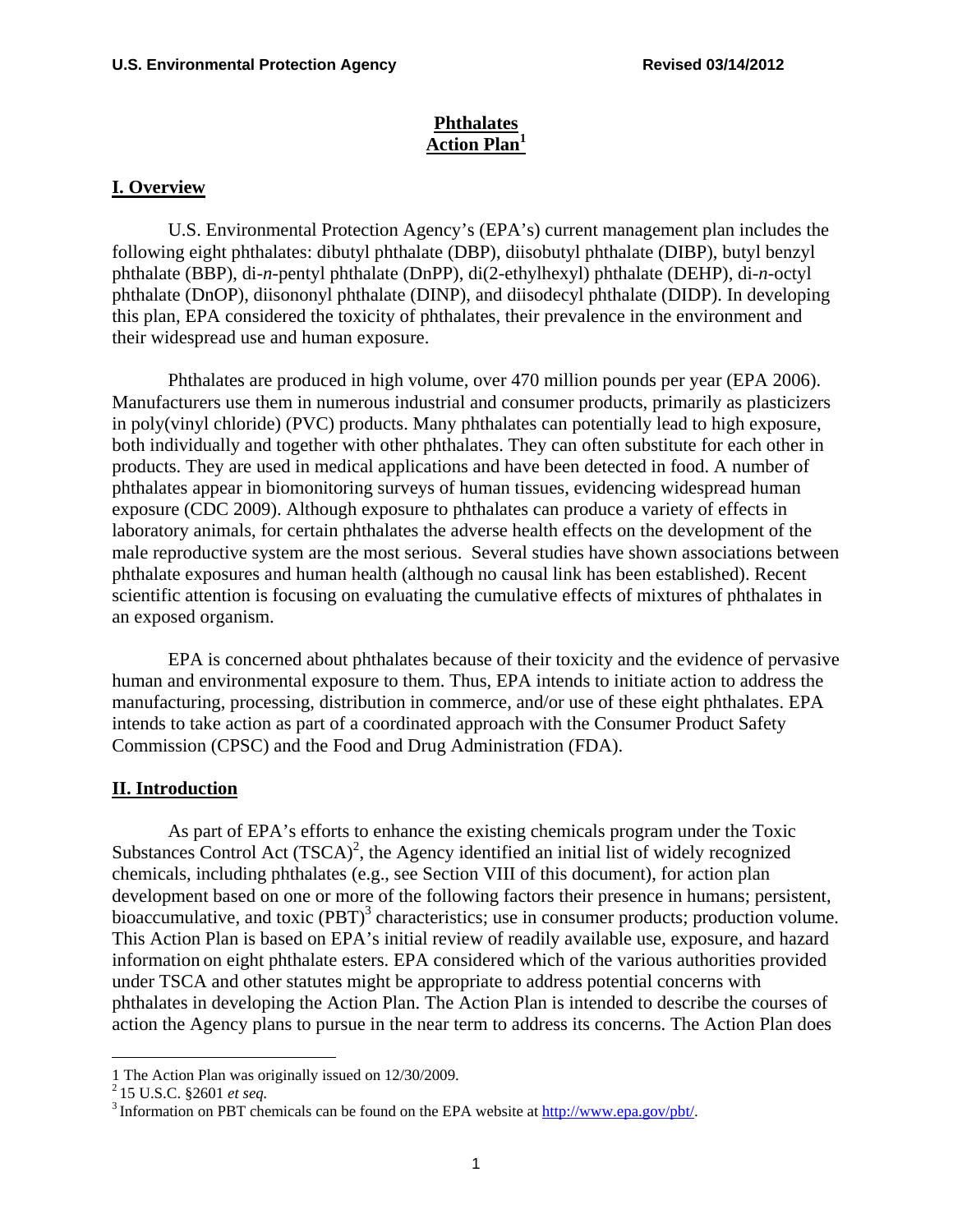# Phthalates Action Plan[1]

## I. Overview

U.S. Environmental Protection Agency's (EPA's) current management plan includes the following eight phthalates: dibutyl phthalate (DBP), diisobutyl phthalate (DIBP), butyl benzyl phthalate (BBP), di-*n*-pentyl phthalate (DnPP), di(2-ethylhexyl) phthalate (DEHP), di-*n*-octyl phthalate (DnOP), diisononyl phthalate (DINP), and diisodecyl phthalate (DIDP). In developing this plan, EPA considered the toxicity of phthalates, their prevalence in the environment and their widespread use and human exposure.

Phthalates are produced in high volume, over 470 million pounds per year (EPA 2006). Manufacturers use them in numerous industrial and consumer products, primarily as plasticizers in poly(vinyl chloride) (PVC) products. Many phthalates can potentially lead to high exposure, both individually and together with other phthalates. They can often substitute for each other in products. They are used in medical applications and have been detected in food. A number of phthalates appear in biomonitoring surveys of human tissues, evidencing widespread human exposure (CDC 2009). Although exposure to phthalates can produce a variety of effects in laboratory animals, for certain phthalates the adverse health effects on the development of the male reproductive system are the most serious. Several studies have shown associations between phthalate exposures and human health (although no causal link has been established). Recent scientific attention is focusing on evaluating the cumulative effects of mixtures of phthalates in an exposed organism.

EPA is concerned about phthalates because of their toxicity and the evidence of pervasive human and environmental exposure to them. Thus, EPA intends to initiate action to address the manufacturing, processing, distribution in commerce, and/or use of these eight phthalates. EPA intends to take action as part of a coordinated approach with the Consumer Product Safety Commission (CPSC) and the Food and Drug Administration (FDA).

## II. Introduction

As part of EPA's efforts to enhance the existing chemicals program under the Toxic Substances Control Act (TSCA)[2], the Agency identified an initial list of widely recognized chemicals, including phthalates (e.g., see Section VIII of this document), for action plan development based on one or more of the following factors their presence in humans; persistent, bioaccumulative, and toxic (PBT)[3] characteristics; use in consumer products; production volume. This Action Plan is based on EPA's initial review of readily available use, exposure, and hazard information on eight phthalate esters. EPA considered which of the various authorities provided under TSCA and other statutes might be appropriate to address potential concerns with phthalates in developing the Action Plan. The Action Plan is intended to describe the courses of action the Agency plans to pursue in the near term to address its concerns. The Action Plan does

---

1 The Action Plan was originally issued on 12/30/2009.

2 15 U.S.C. §2601 *et seq.*

3 Information on PBT chemicals can be found on the EPA website at http://www.epa.gov/pbt/.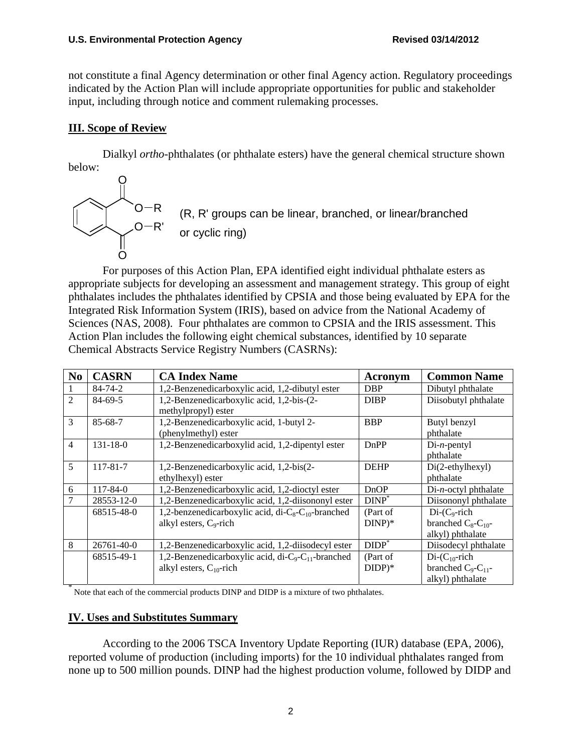not constitute a final Agency determination or other final Agency action. Regulatory proceedings indicated by the Action Plan will include appropriate opportunities for public and stakeholder input, including through notice and comment rulemaking processes.

## III. Scope of Review

Dialkyl *ortho*-phthalates (or phthalate esters) have the general chemical structure shown below:

(R, R' groups can be linear, branched, or linear/branched or cyclic ring)

For purposes of this Action Plan, EPA identified eight individual phthalate esters as appropriate subjects for developing an assessment and management strategy. This group of eight phthalates includes the phthalates identified by CPSIA and those being evaluated by EPA for the Integrated Risk Information System (IRIS), based on advice from the National Academy of Sciences (NAS, 2008). Four phthalates are common to CPSIA and the IRIS assessment. This Action Plan includes the following eight chemical substances, identified by 10 separate Chemical Abstracts Service Registry Numbers (CASRNs):

| No | CASRN | CA Index Name | Acronym | Common Name |
|---|---|---|---|---|
| 1 | 84-74-2 | 1,2-Benzenedicarboxylic acid, 1,2-dibutyl ester | DBP | Dibutyl phthalate |
| 2 | 84-69-5 | 1,2-Benzenedicarboxylic acid, 1,2-bis-(2-methylpropyl) ester | DIBP | Diisobutyl phthalate |
| 3 | 85-68-7 | 1,2-Benzenedicarboxylic acid, 1-butyl 2-(phenylmethyl) ester | BBP | Butyl benzyl phthalate |
| 4 | 131-18-0 | 1,2-Benzenedicarboxylid acid, 1,2-dipentyl ester | DnPP | Di-*n*-pentyl phthalate |
| 5 | 117-81-7 | 1,2-Benzenedicarboxylic acid, 1,2-bis(2-ethylhexyl) ester | DEHP | Di(2-ethylhexyl) phthalate |
| 6 | 117-84-0 | 1,2-Benzenedicarboxylic acid, 1,2-dioctyl ester | DnOP | Di-*n*-octyl phthalate |
| 7 | 28553-12-0 | 1,2-Benzenedicarboxylic acid, 1,2-diisononyl ester | DINP* | Diisononyl phthalate |
| | 68515-48-0 | 1,2-benzenedicarboxylic acid, di-$C_8$-$C_{10}$-branched alkyl esters, $C_9$-rich | (Part of DINP)* | Di-($C_9$-rich branched $C_8$-$C_{10}$-alkyl) phthalate |
| 8 | 26761-40-0 | 1,2-Benzenedicarboxylic acid, 1,2-diisodecyl ester | DIDP* | Diisodecyl phthalate |
| | 68515-49-1 | 1,2-Benzenedicarboxylic acid, di-$C_9$-$C_{11}$-branched alkyl esters, $C_{10}$-rich | (Part of DIDP)* | Di-($C_{10}$-rich branched $C_9$-$C_{11}$-alkyl) phthalate |

* Note that each of the commercial products DINP and DIDP is a mixture of two phthalates.

## IV. Uses and Substitutes Summary

According to the 2006 TSCA Inventory Update Reporting (IUR) database (EPA, 2006), reported volume of production (including imports) for the 10 individual phthalates ranged from none up to 500 million pounds. DINP had the highest production volume, followed by DIDP and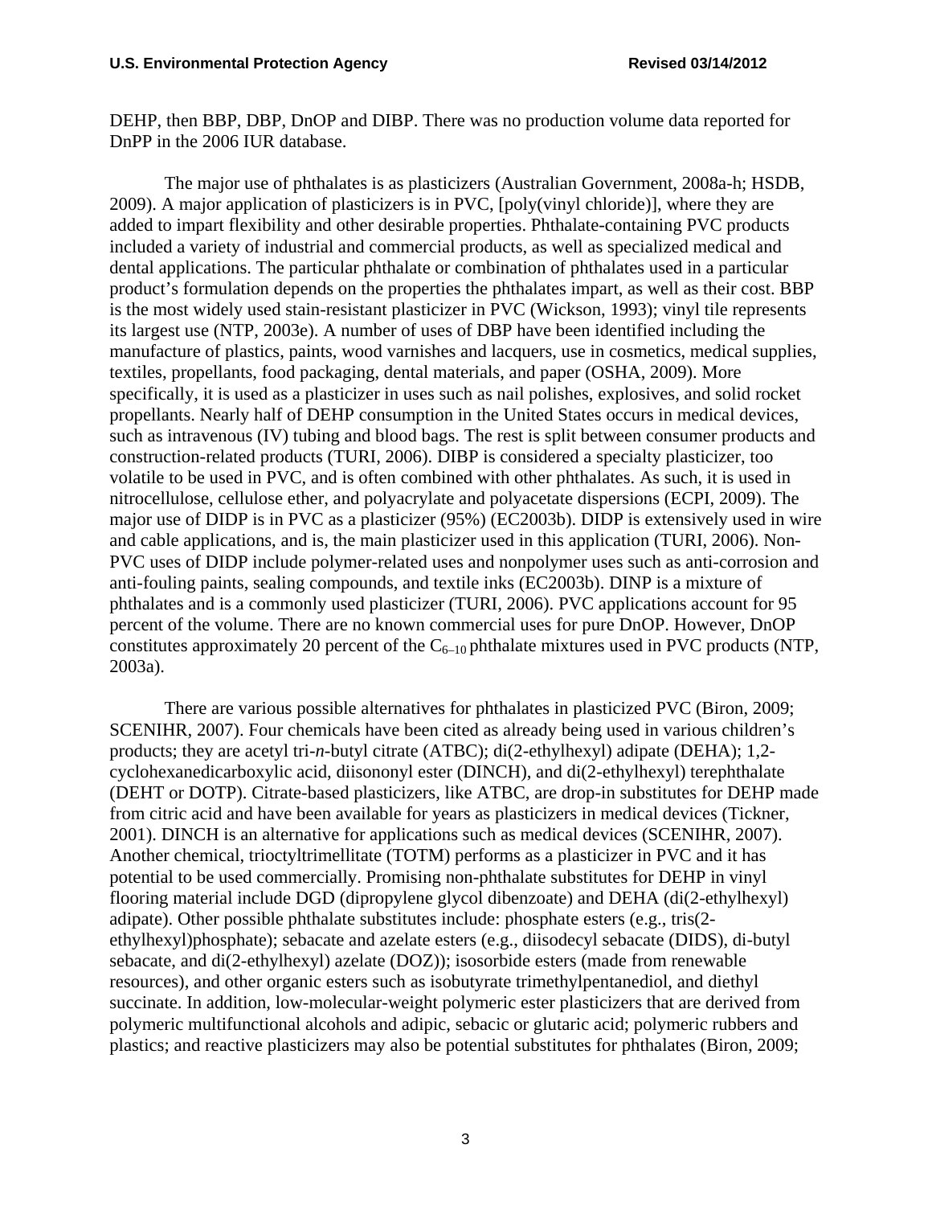DEHP, then BBP, DBP, DnOP and DIBP. There was no production volume data reported for DnPP in the 2006 IUR database.

The major use of phthalates is as plasticizers (Australian Government, 2008a-h; HSDB, 2009). A major application of plasticizers is in PVC, [poly(vinyl chloride)], where they are added to impart flexibility and other desirable properties. Phthalate-containing PVC products included a variety of industrial and commercial products, as well as specialized medical and dental applications. The particular phthalate or combination of phthalates used in a particular product's formulation depends on the properties the phthalates impart, as well as their cost. BBP is the most widely used stain-resistant plasticizer in PVC (Wickson, 1993); vinyl tile represents its largest use (NTP, 2003e). A number of uses of DBP have been identified including the manufacture of plastics, paints, wood varnishes and lacquers, use in cosmetics, medical supplies, textiles, propellants, food packaging, dental materials, and paper (OSHA, 2009). More specifically, it is used as a plasticizer in uses such as nail polishes, explosives, and solid rocket propellants. Nearly half of DEHP consumption in the United States occurs in medical devices, such as intravenous (IV) tubing and blood bags. The rest is split between consumer products and construction-related products (TURI, 2006). DIBP is considered a specialty plasticizer, too volatile to be used in PVC, and is often combined with other phthalates. As such, it is used in nitrocellulose, cellulose ether, and polyacrylate and polyacetate dispersions (ECPI, 2009). The major use of DIDP is in PVC as a plasticizer (95%) (EC2003b). DIDP is extensively used in wire and cable applications, and is, the main plasticizer used in this application (TURI, 2006). Non-PVC uses of DIDP include polymer-related uses and nonpolymer uses such as anti-corrosion and anti-fouling paints, sealing compounds, and textile inks (EC2003b). DINP is a mixture of phthalates and is a commonly used plasticizer (TURI, 2006). PVC applications account for 95 percent of the volume. There are no known commercial uses for pure DnOP. However, DnOP constitutes approximately 20 percent of the $C_{6–10}$ phthalate mixtures used in PVC products (NTP, 2003a).

There are various possible alternatives for phthalates in plasticized PVC (Biron, 2009; SCENIHR, 2007). Four chemicals have been cited as already being used in various children's products; they are acetyl tri-*n*-butyl citrate (ATBC); di(2-ethylhexyl) adipate (DEHA); 1,2-cyclohexanedicarboxylic acid, diisononyl ester (DINCH), and di(2-ethylhexyl) terephthalate (DEHT or DOTP). Citrate-based plasticizers, like ATBC, are drop-in substitutes for DEHP made from citric acid and have been available for years as plasticizers in medical devices (Tickner, 2001). DINCH is an alternative for applications such as medical devices (SCENIHR, 2007). Another chemical, trioctyltrimellitate (TOTM) performs as a plasticizer in PVC and it has potential to be used commercially. Promising non-phthalate substitutes for DEHP in vinyl flooring material include DGD (dipropylene glycol dibenzoate) and DEHA (di(2-ethylhexyl) adipate). Other possible phthalate substitutes include: phosphate esters (e.g., tris(2-ethylhexyl)phosphate); sebacate and azelate esters (e.g., diisodecyl sebacate (DIDS), di-butyl sebacate, and di(2-ethylhexyl) azelate (DOZ)); isosorbide esters (made from renewable resources), and other organic esters such as isobutyrate trimethylpentanediol, and diethyl succinate. In addition, low-molecular-weight polymeric ester plasticizers that are derived from polymeric multifunctional alcohols and adipic, sebacic or glutaric acid; polymeric rubbers and plastics; and reactive plasticizers may also be potential substitutes for phthalates (Biron, 2009;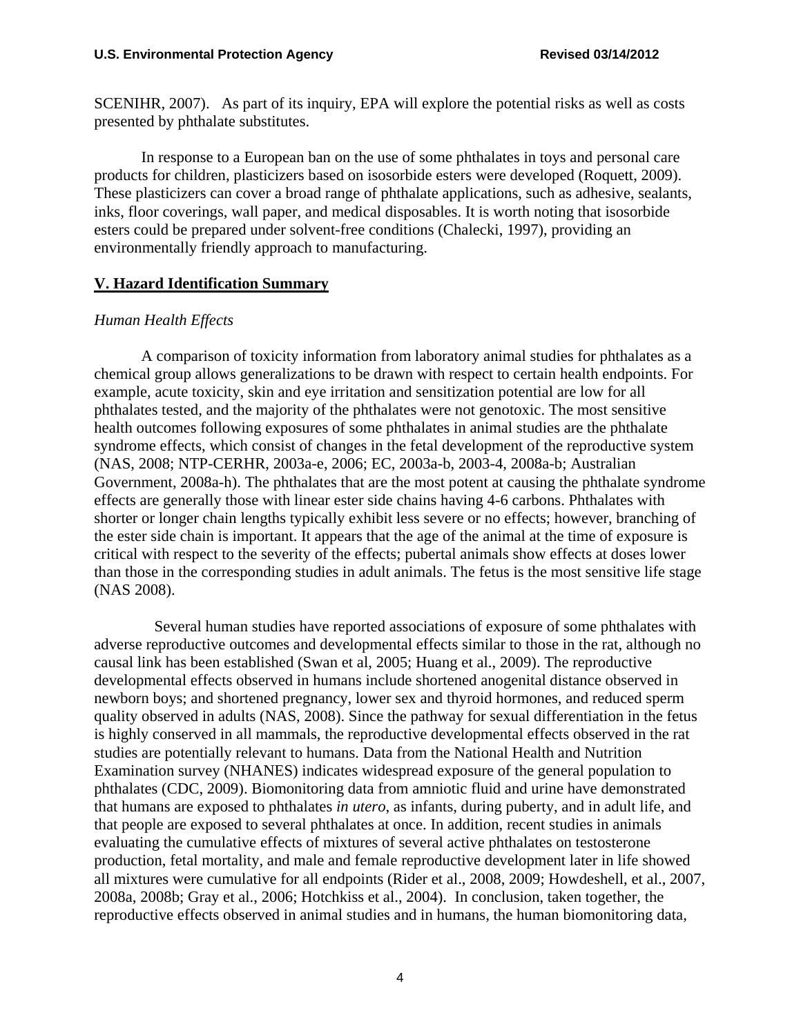SCENIHR, 2007). As part of its inquiry, EPA will explore the potential risks as well as costs presented by phthalate substitutes.

In response to a European ban on the use of some phthalates in toys and personal care products for children, plasticizers based on isosorbide esters were developed (Roquett, 2009). These plasticizers can cover a broad range of phthalate applications, such as adhesive, sealants, inks, floor coverings, wall paper, and medical disposables. It is worth noting that isosorbide esters could be prepared under solvent-free conditions (Chalecki, 1997), providing an environmentally friendly approach to manufacturing.

## V. Hazard Identification Summary

### *Human Health Effects*

A comparison of toxicity information from laboratory animal studies for phthalates as a chemical group allows generalizations to be drawn with respect to certain health endpoints. For example, acute toxicity, skin and eye irritation and sensitization potential are low for all phthalates tested, and the majority of the phthalates were not genotoxic. The most sensitive health outcomes following exposures of some phthalates in animal studies are the phthalate syndrome effects, which consist of changes in the fetal development of the reproductive system (NAS, 2008; NTP-CERHR, 2003a-e, 2006; EC, 2003a-b, 2003-4, 2008a-b; Australian Government, 2008a-h). The phthalates that are the most potent at causing the phthalate syndrome effects are generally those with linear ester side chains having 4-6 carbons. Phthalates with shorter or longer chain lengths typically exhibit less severe or no effects; however, branching of the ester side chain is important. It appears that the age of the animal at the time of exposure is critical with respect to the severity of the effects; pubertal animals show effects at doses lower than those in the corresponding studies in adult animals. The fetus is the most sensitive life stage (NAS 2008).

Several human studies have reported associations of exposure of some phthalates with adverse reproductive outcomes and developmental effects similar to those in the rat, although no causal link has been established (Swan et al, 2005; Huang et al., 2009). The reproductive developmental effects observed in humans include shortened anogenital distance observed in newborn boys; and shortened pregnancy, lower sex and thyroid hormones, and reduced sperm quality observed in adults (NAS, 2008). Since the pathway for sexual differentiation in the fetus is highly conserved in all mammals, the reproductive developmental effects observed in the rat studies are potentially relevant to humans. Data from the National Health and Nutrition Examination survey (NHANES) indicates widespread exposure of the general population to phthalates (CDC, 2009). Biomonitoring data from amniotic fluid and urine have demonstrated that humans are exposed to phthalates *in utero*, as infants, during puberty, and in adult life, and that people are exposed to several phthalates at once. In addition, recent studies in animals evaluating the cumulative effects of mixtures of several active phthalates on testosterone production, fetal mortality, and male and female reproductive development later in life showed all mixtures were cumulative for all endpoints (Rider et al., 2008, 2009; Howdeshell, et al., 2007, 2008a, 2008b; Gray et al., 2006; Hotchkiss et al., 2004). In conclusion, taken together, the reproductive effects observed in animal studies and in humans, the human biomonitoring data,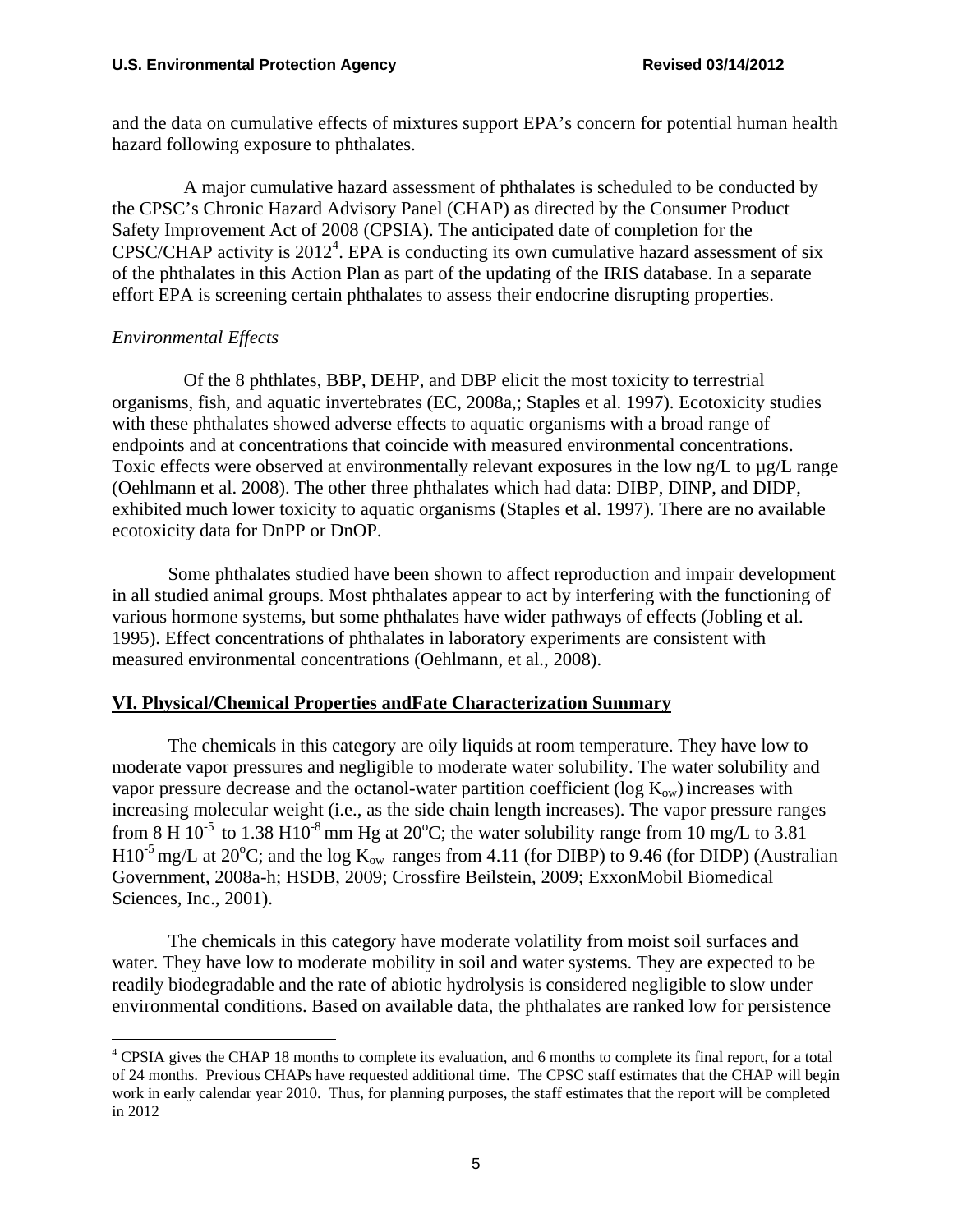and the data on cumulative effects of mixtures support EPA's concern for potential human health hazard following exposure to phthalates.

A major cumulative hazard assessment of phthalates is scheduled to be conducted by the CPSC's Chronic Hazard Advisory Panel (CHAP) as directed by the Consumer Product Safety Improvement Act of 2008 (CPSIA). The anticipated date of completion for the CPSC/CHAP activity is 2012[4]. EPA is conducting its own cumulative hazard assessment of six of the phthalates in this Action Plan as part of the updating of the IRIS database. In a separate effort EPA is screening certain phthalates to assess their endocrine disrupting properties.

*Environmental Effects*

Of the 8 phthlates, BBP, DEHP, and DBP elicit the most toxicity to terrestrial organisms, fish, and aquatic invertebrates (EC, 2008a,; Staples et al. 1997). Ecotoxicity studies with these phthalates showed adverse effects to aquatic organisms with a broad range of endpoints and at concentrations that coincide with measured environmental concentrations. Toxic effects were observed at environmentally relevant exposures in the low ng/L to µg/L range (Oehlmann et al. 2008). The other three phthalates which had data: DIBP, DINP, and DIDP, exhibited much lower toxicity to aquatic organisms (Staples et al. 1997). There are no available ecotoxicity data for DnPP or DnOP.

Some phthalates studied have been shown to affect reproduction and impair development in all studied animal groups. Most phthalates appear to act by interfering with the functioning of various hormone systems, but some phthalates have wider pathways of effects (Jobling et al. 1995). Effect concentrations of phthalates in laboratory experiments are consistent with measured environmental concentrations (Oehlmann, et al., 2008).

## VI. Physical/Chemical Properties andFate Characterization Summary

The chemicals in this category are oily liquids at room temperature. They have low to moderate vapor pressures and negligible to moderate water solubility. The water solubility and vapor pressure decrease and the octanol-water partition coefficient (log $K_{ow}$) increases with increasing molecular weight (i.e., as the side chain length increases). The vapor pressure ranges from 8 H $10^{-5}$ to 1.38 H$10^{-8}$ mm Hg at 20$^{o}$C; the water solubility range from 10 mg/L to 3.81 H$10^{-5}$ mg/L at 20$^{o}$C; and the log $K_{ow}$ ranges from 4.11 (for DIBP) to 9.46 (for DIDP) (Australian Government, 2008a-h; HSDB, 2009; Crossfire Beilstein, 2009; ExxonMobil Biomedical Sciences, Inc., 2001).

The chemicals in this category have moderate volatility from moist soil surfaces and water. They have low to moderate mobility in soil and water systems. They are expected to be readily biodegradable and the rate of abiotic hydrolysis is considered negligible to slow under environmental conditions. Based on available data, the phthalates are ranked low for persistence

---

[4] CPSIA gives the CHAP 18 months to complete its evaluation, and 6 months to complete its final report, for a total of 24 months. Previous CHAPs have requested additional time. The CPSC staff estimates that the CHAP will begin work in early calendar year 2010. Thus, for planning purposes, the staff estimates that the report will be completed in 2012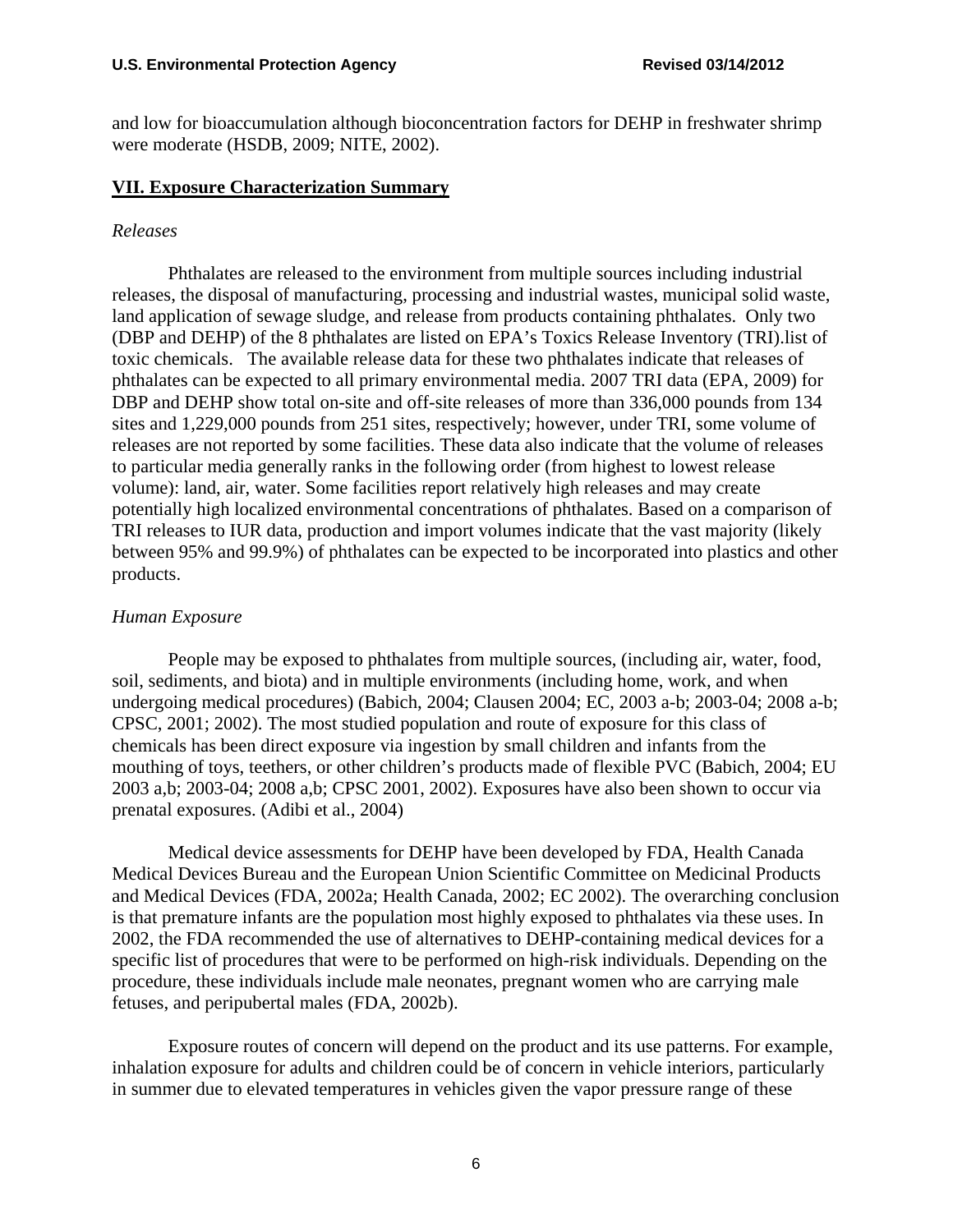and low for bioaccumulation although bioconcentration factors for DEHP in freshwater shrimp were moderate (HSDB, 2009; NITE, 2002).

## VII. Exposure Characterization Summary

*Releases*

Phthalates are released to the environment from multiple sources including industrial releases, the disposal of manufacturing, processing and industrial wastes, municipal solid waste, land application of sewage sludge, and release from products containing phthalates. Only two (DBP and DEHP) of the 8 phthalates are listed on EPA's Toxics Release Inventory (TRI).list of toxic chemicals. The available release data for these two phthalates indicate that releases of phthalates can be expected to all primary environmental media. 2007 TRI data (EPA, 2009) for DBP and DEHP show total on-site and off-site releases of more than 336,000 pounds from 134 sites and 1,229,000 pounds from 251 sites, respectively; however, under TRI, some volume of releases are not reported by some facilities. These data also indicate that the volume of releases to particular media generally ranks in the following order (from highest to lowest release volume): land, air, water. Some facilities report relatively high releases and may create potentially high localized environmental concentrations of phthalates. Based on a comparison of TRI releases to IUR data, production and import volumes indicate that the vast majority (likely between 95% and 99.9%) of phthalates can be expected to be incorporated into plastics and other products.

*Human Exposure*

People may be exposed to phthalates from multiple sources, (including air, water, food, soil, sediments, and biota) and in multiple environments (including home, work, and when undergoing medical procedures) (Babich, 2004; Clausen 2004; EC, 2003 a-b; 2003-04; 2008 a-b; CPSC, 2001; 2002). The most studied population and route of exposure for this class of chemicals has been direct exposure via ingestion by small children and infants from the mouthing of toys, teethers, or other children's products made of flexible PVC (Babich, 2004; EU 2003 a,b; 2003-04; 2008 a,b; CPSC 2001, 2002). Exposures have also been shown to occur via prenatal exposures. (Adibi et al., 2004)

Medical device assessments for DEHP have been developed by FDA, Health Canada Medical Devices Bureau and the European Union Scientific Committee on Medicinal Products and Medical Devices (FDA, 2002a; Health Canada, 2002; EC 2002). The overarching conclusion is that premature infants are the population most highly exposed to phthalates via these uses. In 2002, the FDA recommended the use of alternatives to DEHP-containing medical devices for a specific list of procedures that were to be performed on high-risk individuals. Depending on the procedure, these individuals include male neonates, pregnant women who are carrying male fetuses, and peripubertal males (FDA, 2002b).

Exposure routes of concern will depend on the product and its use patterns. For example, inhalation exposure for adults and children could be of concern in vehicle interiors, particularly in summer due to elevated temperatures in vehicles given the vapor pressure range of these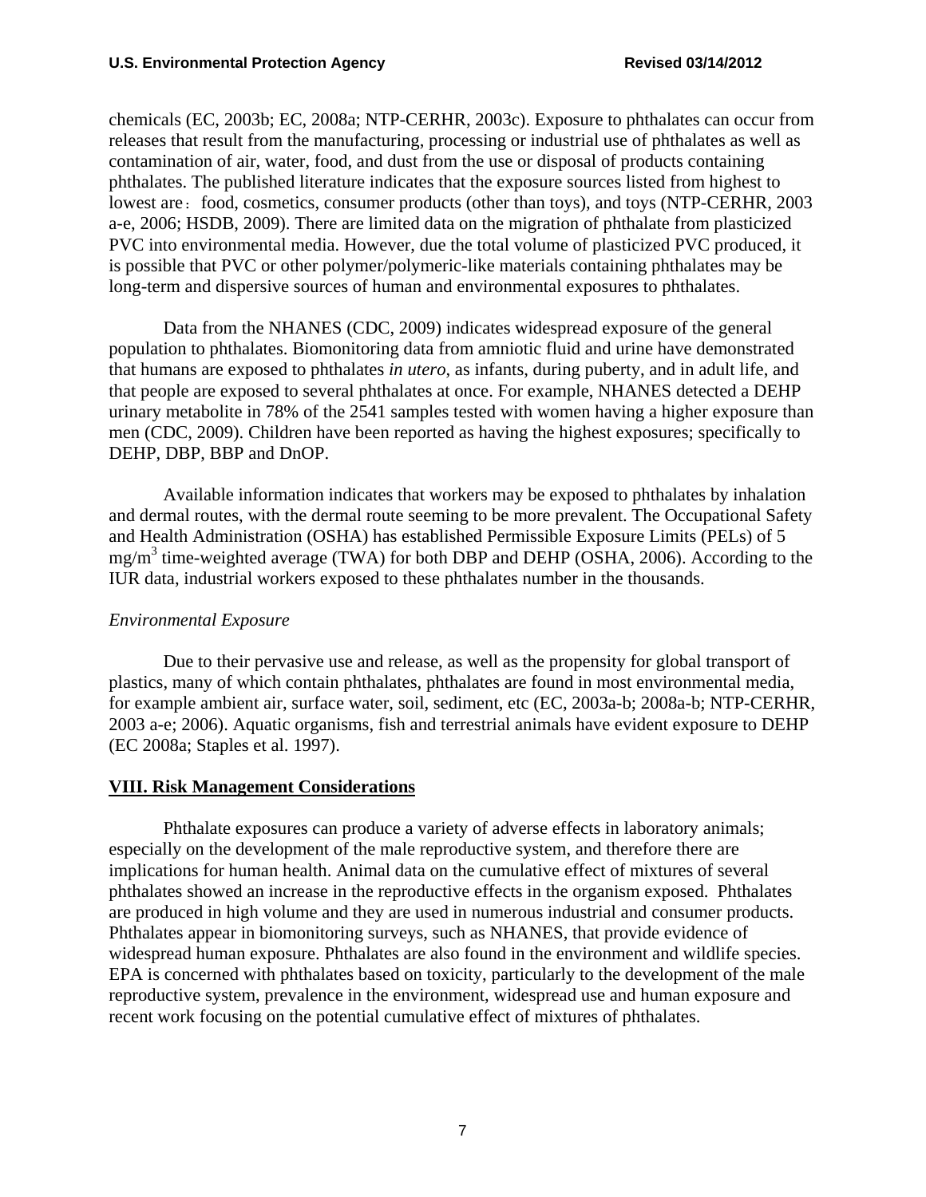chemicals (EC, 2003b; EC, 2008a; NTP-CERHR, 2003c). Exposure to phthalates can occur from releases that result from the manufacturing, processing or industrial use of phthalates as well as contamination of air, water, food, and dust from the use or disposal of products containing phthalates. The published literature indicates that the exposure sources listed from highest to lowest are： food, cosmetics, consumer products (other than toys), and toys (NTP-CERHR, 2003 a-e, 2006; HSDB, 2009). There are limited data on the migration of phthalate from plasticized PVC into environmental media. However, due the total volume of plasticized PVC produced, it is possible that PVC or other polymer/polymeric-like materials containing phthalates may be long-term and dispersive sources of human and environmental exposures to phthalates.

Data from the NHANES (CDC, 2009) indicates widespread exposure of the general population to phthalates. Biomonitoring data from amniotic fluid and urine have demonstrated that humans are exposed to phthalates *in utero*, as infants, during puberty, and in adult life, and that people are exposed to several phthalates at once. For example, NHANES detected a DEHP urinary metabolite in 78% of the 2541 samples tested with women having a higher exposure than men (CDC, 2009). Children have been reported as having the highest exposures; specifically to DEHP, DBP, BBP and DnOP.

Available information indicates that workers may be exposed to phthalates by inhalation and dermal routes, with the dermal route seeming to be more prevalent. The Occupational Safety and Health Administration (OSHA) has established Permissible Exposure Limits (PELs) of 5 $mg/m^3$ time-weighted average (TWA) for both DBP and DEHP (OSHA, 2006). According to the IUR data, industrial workers exposed to these phthalates number in the thousands.

*Environmental Exposure*

Due to their pervasive use and release, as well as the propensity for global transport of plastics, many of which contain phthalates, phthalates are found in most environmental media, for example ambient air, surface water, soil, sediment, etc (EC, 2003a-b; 2008a-b; NTP-CERHR, 2003 a-e; 2006). Aquatic organisms, fish and terrestrial animals have evident exposure to DEHP (EC 2008a; Staples et al. 1997).

## VIII. Risk Management Considerations

Phthalate exposures can produce a variety of adverse effects in laboratory animals; especially on the development of the male reproductive system, and therefore there are implications for human health. Animal data on the cumulative effect of mixtures of several phthalates showed an increase in the reproductive effects in the organism exposed. Phthalates are produced in high volume and they are used in numerous industrial and consumer products. Phthalates appear in biomonitoring surveys, such as NHANES, that provide evidence of widespread human exposure. Phthalates are also found in the environment and wildlife species. EPA is concerned with phthalates based on toxicity, particularly to the development of the male reproductive system, prevalence in the environment, widespread use and human exposure and recent work focusing on the potential cumulative effect of mixtures of phthalates.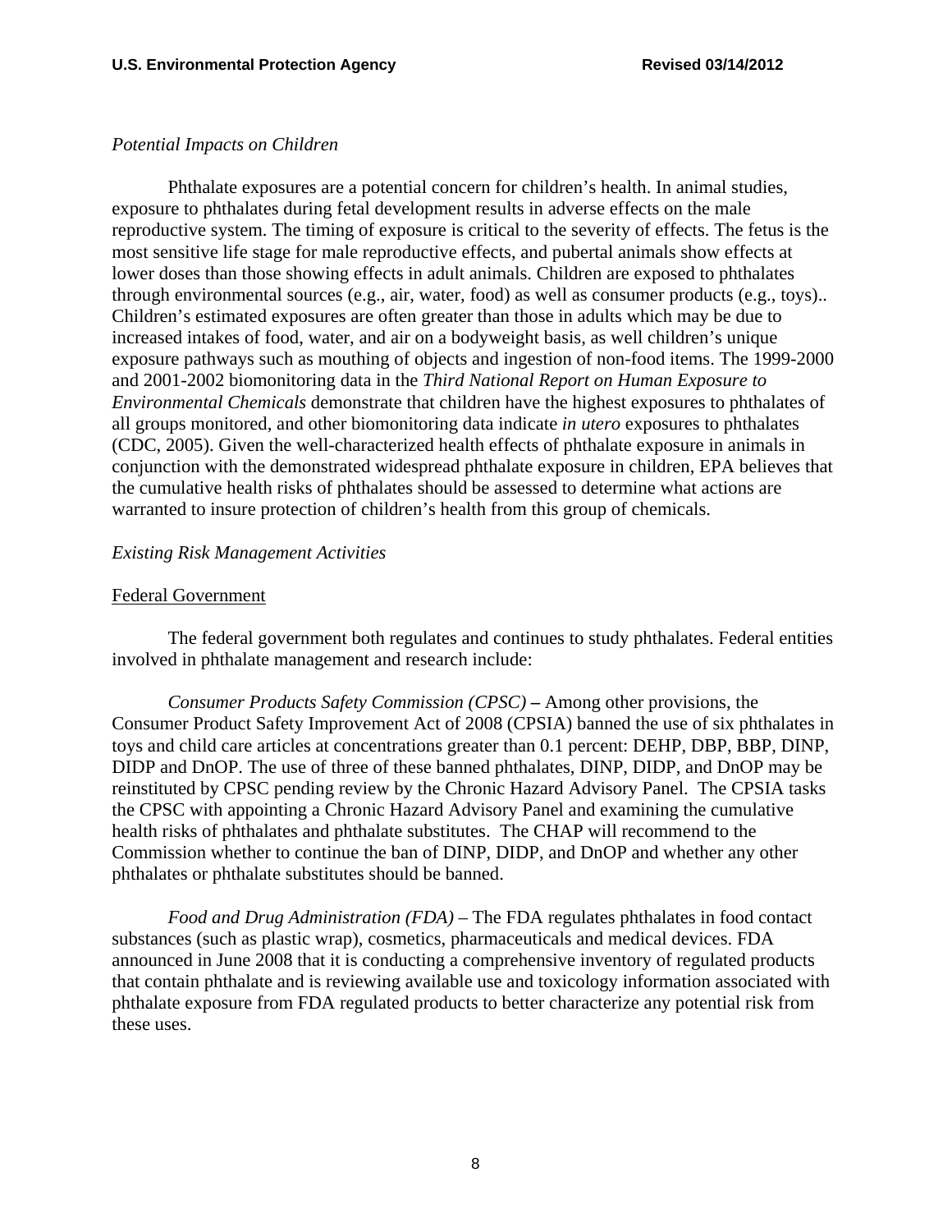*Potential Impacts on Children*

Phthalate exposures are a potential concern for children's health. In animal studies, exposure to phthalates during fetal development results in adverse effects on the male reproductive system. The timing of exposure is critical to the severity of effects. The fetus is the most sensitive life stage for male reproductive effects, and pubertal animals show effects at lower doses than those showing effects in adult animals. Children are exposed to phthalates through environmental sources (e.g., air, water, food) as well as consumer products (e.g., toys).. Children's estimated exposures are often greater than those in adults which may be due to increased intakes of food, water, and air on a bodyweight basis, as well children's unique exposure pathways such as mouthing of objects and ingestion of non-food items. The 1999-2000 and 2001-2002 biomonitoring data in the *Third National Report on Human Exposure to Environmental Chemicals* demonstrate that children have the highest exposures to phthalates of all groups monitored, and other biomonitoring data indicate *in utero* exposures to phthalates (CDC, 2005). Given the well-characterized health effects of phthalate exposure in animals in conjunction with the demonstrated widespread phthalate exposure in children, EPA believes that the cumulative health risks of phthalates should be assessed to determine what actions are warranted to insure protection of children's health from this group of chemicals.

*Existing Risk Management Activities*

<u>Federal Government</u>

The federal government both regulates and continues to study phthalates. Federal entities involved in phthalate management and research include:

*Consumer Products Safety Commission (CPSC)* **–** Among other provisions, the Consumer Product Safety Improvement Act of 2008 (CPSIA) banned the use of six phthalates in toys and child care articles at concentrations greater than 0.1 percent: DEHP, DBP, BBP, DINP, DIDP and DnOP. The use of three of these banned phthalates, DINP, DIDP, and DnOP may be reinstituted by CPSC pending review by the Chronic Hazard Advisory Panel. The CPSIA tasks the CPSC with appointing a Chronic Hazard Advisory Panel and examining the cumulative health risks of phthalates and phthalate substitutes. The CHAP will recommend to the Commission whether to continue the ban of DINP, DIDP, and DnOP and whether any other phthalates or phthalate substitutes should be banned.

*Food and Drug Administration (FDA)* – The FDA regulates phthalates in food contact substances (such as plastic wrap), cosmetics, pharmaceuticals and medical devices. FDA announced in June 2008 that it is conducting a comprehensive inventory of regulated products that contain phthalate and is reviewing available use and toxicology information associated with phthalate exposure from FDA regulated products to better characterize any potential risk from these uses.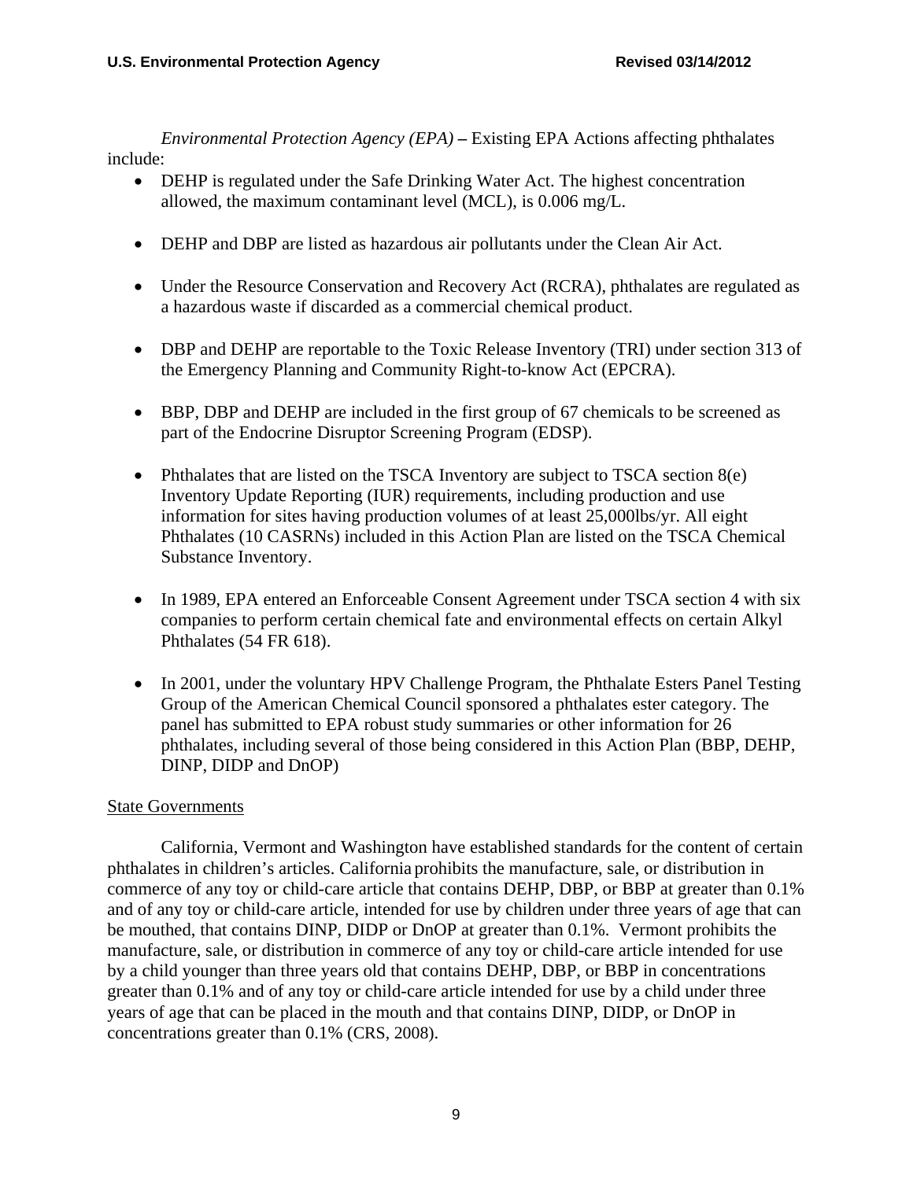*Environmental Protection Agency (EPA)* **–** Existing EPA Actions affecting phthalates include:

- DEHP is regulated under the Safe Drinking Water Act. The highest concentration allowed, the maximum contaminant level (MCL), is 0.006 mg/L.
- DEHP and DBP are listed as hazardous air pollutants under the Clean Air Act.
- Under the Resource Conservation and Recovery Act (RCRA), phthalates are regulated as a hazardous waste if discarded as a commercial chemical product.
- DBP and DEHP are reportable to the Toxic Release Inventory (TRI) under section 313 of the Emergency Planning and Community Right-to-know Act (EPCRA).
- BBP, DBP and DEHP are included in the first group of 67 chemicals to be screened as part of the Endocrine Disruptor Screening Program (EDSP).
- Phthalates that are listed on the TSCA Inventory are subject to TSCA section 8(e) Inventory Update Reporting (IUR) requirements, including production and use information for sites having production volumes of at least 25,000lbs/yr. All eight Phthalates (10 CASRNs) included in this Action Plan are listed on the TSCA Chemical Substance Inventory.
- In 1989, EPA entered an Enforceable Consent Agreement under TSCA section 4 with six companies to perform certain chemical fate and environmental effects on certain Alkyl Phthalates (54 FR 618).
- In 2001, under the voluntary HPV Challenge Program, the Phthalate Esters Panel Testing Group of the American Chemical Council sponsored a phthalates ester category. The panel has submitted to EPA robust study summaries or other information for 26 phthalates, including several of those being considered in this Action Plan (BBP, DEHP, DINP, DIDP and DnOP)

State Governments

California, Vermont and Washington have established standards for the content of certain phthalates in children's articles. California prohibits the manufacture, sale, or distribution in commerce of any toy or child-care article that contains DEHP, DBP, or BBP at greater than 0.1% and of any toy or child-care article, intended for use by children under three years of age that can be mouthed, that contains DINP, DIDP or DnOP at greater than 0.1%. Vermont prohibits the manufacture, sale, or distribution in commerce of any toy or child-care article intended for use by a child younger than three years old that contains DEHP, DBP, or BBP in concentrations greater than 0.1% and of any toy or child-care article intended for use by a child under three years of age that can be placed in the mouth and that contains DINP, DIDP, or DnOP in concentrations greater than 0.1% (CRS, 2008).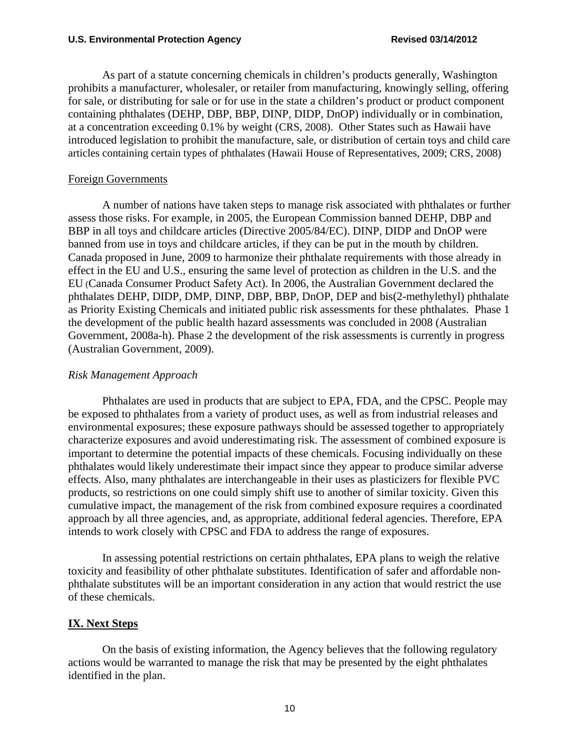As part of a statute concerning chemicals in children's products generally, Washington prohibits a manufacturer, wholesaler, or retailer from manufacturing, knowingly selling, offering for sale, or distributing for sale or for use in the state a children's product or product component containing phthalates (DEHP, DBP, BBP, DINP, DIDP, DnOP) individually or in combination, at a concentration exceeding 0.1% by weight (CRS, 2008). Other States such as Hawaii have introduced legislation to prohibit the manufacture, sale, or distribution of certain toys and child care articles containing certain types of phthalates (Hawaii House of Representatives, 2009; CRS, 2008)

Foreign Governments

A number of nations have taken steps to manage risk associated with phthalates or further assess those risks. For example, in 2005, the European Commission banned DEHP, DBP and BBP in all toys and childcare articles (Directive 2005/84/EC). DINP, DIDP and DnOP were banned from use in toys and childcare articles, if they can be put in the mouth by children. Canada proposed in June, 2009 to harmonize their phthalate requirements with those already in effect in the EU and U.S., ensuring the same level of protection as children in the U.S. and the EU (Canada Consumer Product Safety Act). In 2006, the Australian Government declared the phthalates DEHP, DIDP, DMP, DINP, DBP, BBP, DnOP, DEP and bis(2-methylethyl) phthalate as Priority Existing Chemicals and initiated public risk assessments for these phthalates. Phase 1 the development of the public health hazard assessments was concluded in 2008 (Australian Government, 2008a-h). Phase 2 the development of the risk assessments is currently in progress (Australian Government, 2009).

*Risk Management Approach*

Phthalates are used in products that are subject to EPA, FDA, and the CPSC. People may be exposed to phthalates from a variety of product uses, as well as from industrial releases and environmental exposures; these exposure pathways should be assessed together to appropriately characterize exposures and avoid underestimating risk. The assessment of combined exposure is important to determine the potential impacts of these chemicals. Focusing individually on these phthalates would likely underestimate their impact since they appear to produce similar adverse effects. Also, many phthalates are interchangeable in their uses as plasticizers for flexible PVC products, so restrictions on one could simply shift use to another of similar toxicity. Given this cumulative impact, the management of the risk from combined exposure requires a coordinated approach by all three agencies, and, as appropriate, additional federal agencies. Therefore, EPA intends to work closely with CPSC and FDA to address the range of exposures.

In assessing potential restrictions on certain phthalates, EPA plans to weigh the relative toxicity and feasibility of other phthalate substitutes. Identification of safer and affordable non-phthalate substitutes will be an important consideration in any action that would restrict the use of these chemicals.

## IX. Next Steps

On the basis of existing information, the Agency believes that the following regulatory actions would be warranted to manage the risk that may be presented by the eight phthalates identified in the plan.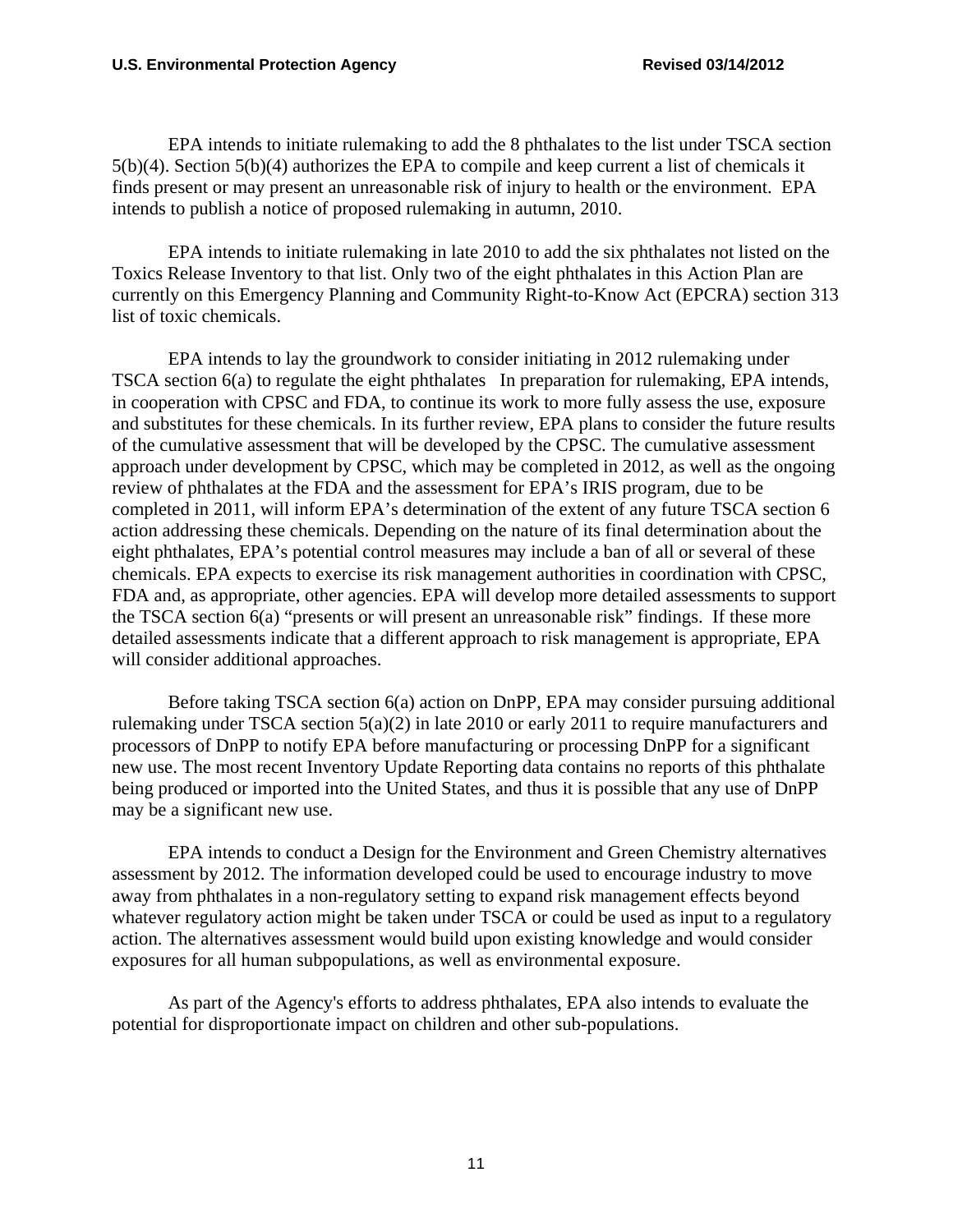EPA intends to initiate rulemaking to add the 8 phthalates to the list under TSCA section 5(b)(4). Section 5(b)(4) authorizes the EPA to compile and keep current a list of chemicals it finds present or may present an unreasonable risk of injury to health or the environment. EPA intends to publish a notice of proposed rulemaking in autumn, 2010.

EPA intends to initiate rulemaking in late 2010 to add the six phthalates not listed on the Toxics Release Inventory to that list. Only two of the eight phthalates in this Action Plan are currently on this Emergency Planning and Community Right-to-Know Act (EPCRA) section 313 list of toxic chemicals.

EPA intends to lay the groundwork to consider initiating in 2012 rulemaking under TSCA section 6(a) to regulate the eight phthalates In preparation for rulemaking, EPA intends, in cooperation with CPSC and FDA, to continue its work to more fully assess the use, exposure and substitutes for these chemicals. In its further review, EPA plans to consider the future results of the cumulative assessment that will be developed by the CPSC. The cumulative assessment approach under development by CPSC, which may be completed in 2012, as well as the ongoing review of phthalates at the FDA and the assessment for EPA's IRIS program, due to be completed in 2011, will inform EPA's determination of the extent of any future TSCA section 6 action addressing these chemicals. Depending on the nature of its final determination about the eight phthalates, EPA's potential control measures may include a ban of all or several of these chemicals. EPA expects to exercise its risk management authorities in coordination with CPSC, FDA and, as appropriate, other agencies. EPA will develop more detailed assessments to support the TSCA section 6(a) "presents or will present an unreasonable risk" findings. If these more detailed assessments indicate that a different approach to risk management is appropriate, EPA will consider additional approaches.

Before taking TSCA section 6(a) action on DnPP, EPA may consider pursuing additional rulemaking under TSCA section 5(a)(2) in late 2010 or early 2011 to require manufacturers and processors of DnPP to notify EPA before manufacturing or processing DnPP for a significant new use. The most recent Inventory Update Reporting data contains no reports of this phthalate being produced or imported into the United States, and thus it is possible that any use of DnPP may be a significant new use.

EPA intends to conduct a Design for the Environment and Green Chemistry alternatives assessment by 2012. The information developed could be used to encourage industry to move away from phthalates in a non-regulatory setting to expand risk management effects beyond whatever regulatory action might be taken under TSCA or could be used as input to a regulatory action. The alternatives assessment would build upon existing knowledge and would consider exposures for all human subpopulations, as well as environmental exposure.

As part of the Agency's efforts to address phthalates, EPA also intends to evaluate the potential for disproportionate impact on children and other sub-populations.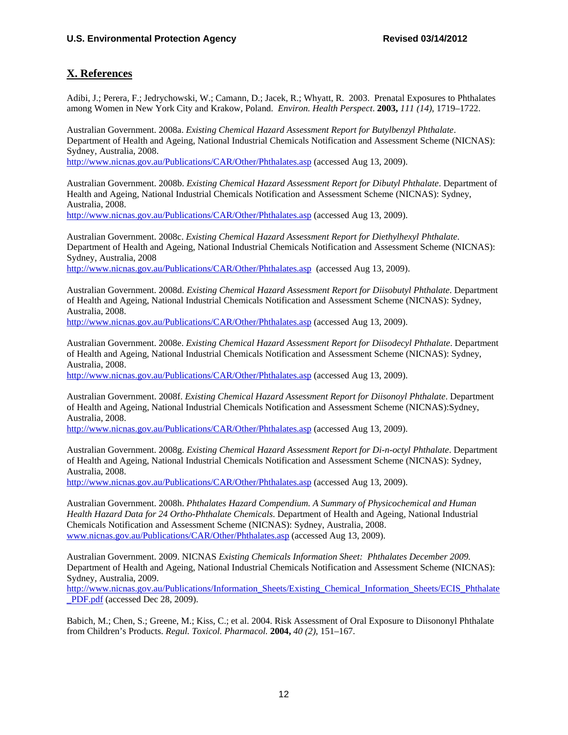## X. References

Adibi, J.; Perera, F.; Jedrychowski, W.; Camann, D.; Jacek, R.; Whyatt, R. 2003. Prenatal Exposures to Phthalates among Women in New York City and Krakow, Poland. *Environ. Health Perspect*. **2003,** *111 (14)*, 1719–1722.

Australian Government. 2008a. *Existing Chemical Hazard Assessment Report for Butylbenzyl Phthalate*. Department of Health and Ageing, National Industrial Chemicals Notification and Assessment Scheme (NICNAS): Sydney, Australia, 2008.
http://www.nicnas.gov.au/Publications/CAR/Other/Phthalates.asp (accessed Aug 13, 2009).

Australian Government. 2008b. *Existing Chemical Hazard Assessment Report for Dibutyl Phthalate*. Department of Health and Ageing, National Industrial Chemicals Notification and Assessment Scheme (NICNAS): Sydney, Australia, 2008.
http://www.nicnas.gov.au/Publications/CAR/Other/Phthalates.asp (accessed Aug 13, 2009).

Australian Government. 2008c. *Existing Chemical Hazard Assessment Report for Diethylhexyl Phthalate*. Department of Health and Ageing, National Industrial Chemicals Notification and Assessment Scheme (NICNAS): Sydney, Australia, 2008
http://www.nicnas.gov.au/Publications/CAR/Other/Phthalates.asp (accessed Aug 13, 2009).

Australian Government. 2008d. *Existing Chemical Hazard Assessment Report for Diisobutyl Phthalate*. Department of Health and Ageing, National Industrial Chemicals Notification and Assessment Scheme (NICNAS): Sydney, Australia, 2008.
http://www.nicnas.gov.au/Publications/CAR/Other/Phthalates.asp (accessed Aug 13, 2009).

Australian Government. 2008e. *Existing Chemical Hazard Assessment Report for Diisodecyl Phthalate*. Department of Health and Ageing, National Industrial Chemicals Notification and Assessment Scheme (NICNAS): Sydney, Australia, 2008.
http://www.nicnas.gov.au/Publications/CAR/Other/Phthalates.asp (accessed Aug 13, 2009).

Australian Government. 2008f. *Existing Chemical Hazard Assessment Report for Diisonoyl Phthalate*. Department of Health and Ageing, National Industrial Chemicals Notification and Assessment Scheme (NICNAS):Sydney, Australia, 2008.
http://www.nicnas.gov.au/Publications/CAR/Other/Phthalates.asp (accessed Aug 13, 2009).

Australian Government. 2008g. *Existing Chemical Hazard Assessment Report for Di-n-octyl Phthalate*. Department of Health and Ageing, National Industrial Chemicals Notification and Assessment Scheme (NICNAS): Sydney, Australia, 2008.
http://www.nicnas.gov.au/Publications/CAR/Other/Phthalates.asp (accessed Aug 13, 2009).

Australian Government. 2008h. *Phthalates Hazard Compendium. A Summary of Physicochemical and Human Health Hazard Data for 24 Ortho-Phthalate Chemicals*. Department of Health and Ageing, National Industrial Chemicals Notification and Assessment Scheme (NICNAS): Sydney, Australia, 2008.
www.nicnas.gov.au/Publications/CAR/Other/Phthalates.asp (accessed Aug 13, 2009).

Australian Government. 2009. NICNAS *Existing Chemicals Information Sheet: Phthalates December 2009.* Department of Health and Ageing, National Industrial Chemicals Notification and Assessment Scheme (NICNAS): Sydney, Australia, 2009.
http://www.nicnas.gov.au/Publications/Information_Sheets/Existing_Chemical_Information_Sheets/ECIS_Phthalate_PDF.pdf (accessed Dec 28, 2009).

Babich, M.; Chen, S.; Greene, M.; Kiss, C.; et al. 2004. Risk Assessment of Oral Exposure to Diisononyl Phthalate from Children's Products. *Regul. Toxicol. Pharmacol.* **2004,** *40 (2)*, 151–167.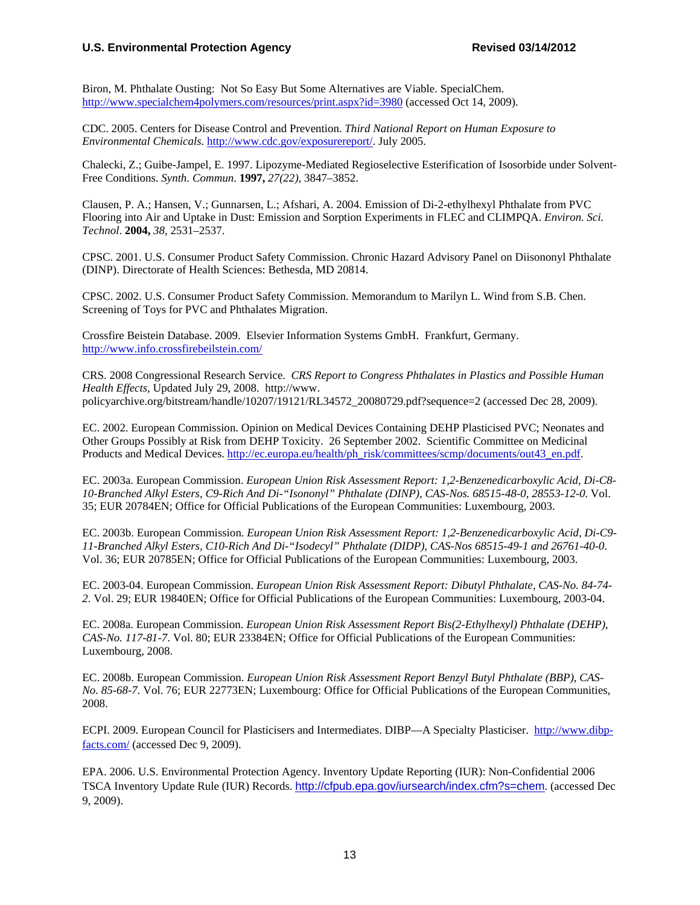Biron, M. Phthalate Ousting: Not So Easy But Some Alternatives are Viable. SpecialChem. http://www.specialchem4polymers.com/resources/print.aspx?id=3980 (accessed Oct 14, 2009).

CDC. 2005. Centers for Disease Control and Prevention. *Third National Report on Human Exposure to Environmental Chemicals*. http://www.cdc.gov/exposurereport/. July 2005.

Chalecki, Z.; Guibe-Jampel, E. 1997. Lipozyme-Mediated Regioselective Esterification of Isosorbide under Solvent-Free Conditions. *Synth. Commun*. **1997,** *27(22)*, 3847–3852.

Clausen, P. A.; Hansen, V.; Gunnarsen, L.; Afshari, A. 2004. Emission of Di-2-ethylhexyl Phthalate from PVC Flooring into Air and Uptake in Dust: Emission and Sorption Experiments in FLEC and CLIMPQA. *Environ. Sci. Technol*. **2004,** *38*, 2531–2537.

CPSC. 2001. U.S. Consumer Product Safety Commission. Chronic Hazard Advisory Panel on Diisononyl Phthalate (DINP). Directorate of Health Sciences: Bethesda, MD 20814.

CPSC. 2002. U.S. Consumer Product Safety Commission. Memorandum to Marilyn L. Wind from S.B. Chen. Screening of Toys for PVC and Phthalates Migration.

Crossfire Beistein Database. 2009. Elsevier Information Systems GmbH. Frankfurt, Germany. http://www.info.crossfirebeilstein.com/

CRS. 2008 Congressional Research Service. *CRS Report to Congress Phthalates in Plastics and Possible Human Health Effects*, Updated July 29, 2008. http://www. policyarchive.org/bitstream/handle/10207/19121/RL34572_20080729.pdf?sequence=2 (accessed Dec 28, 2009).

EC. 2002. European Commission. Opinion on Medical Devices Containing DEHP Plasticised PVC; Neonates and Other Groups Possibly at Risk from DEHP Toxicity. 26 September 2002. Scientific Committee on Medicinal Products and Medical Devices. http://ec.europa.eu/health/ph_risk/committees/scmp/documents/out43_en.pdf.

EC. 2003a. European Commission. *European Union Risk Assessment Report: 1,2-Benzenedicarboxylic Acid, Di-C8-10-Branched Alkyl Esters, C9-Rich And Di-"Isononyl" Phthalate (DINP), CAS-Nos. 68515-48-0, 28553-12-0.* Vol. 35; EUR 20784EN; Office for Official Publications of the European Communities: Luxembourg, 2003.

EC. 2003b. European Commission. *European Union Risk Assessment Report: 1,2-Benzenedicarboxylic Acid, Di-C9-11-Branched Alkyl Esters, C10-Rich And Di-"Isodecyl" Phthalate (DIDP), CAS-Nos 68515-49-1 and 26761-40-0*. Vol. 36; EUR 20785EN; Office for Official Publications of the European Communities: Luxembourg, 2003.

EC. 2003-04. European Commission. *European Union Risk Assessment Report: Dibutyl Phthalate, CAS-No. 84-74-2*. Vol. 29; EUR 19840EN; Office for Official Publications of the European Communities: Luxembourg, 2003-04.

EC. 2008a. European Commission. *European Union Risk Assessment Report Bis(2-Ethylhexyl) Phthalate (DEHP), CAS-No. 117-81-7*. Vol. 80; EUR 23384EN; Office for Official Publications of the European Communities: Luxembourg, 2008.

EC. 2008b. European Commission. *European Union Risk Assessment Report Benzyl Butyl Phthalate (BBP), CAS-No. 85-68-7.* Vol. 76; EUR 22773EN; Luxembourg: Office for Official Publications of the European Communities, 2008.

ECPI. 2009. European Council for Plasticisers and Intermediates. DIBP—A Specialty Plasticiser. http://www.dibp-facts.com/ (accessed Dec 9, 2009).

EPA. 2006. U.S. Environmental Protection Agency. Inventory Update Reporting (IUR): Non-Confidential 2006 TSCA Inventory Update Rule (IUR) Records. http://cfpub.epa.gov/iursearch/index.cfm?s=chem. (accessed Dec 9, 2009).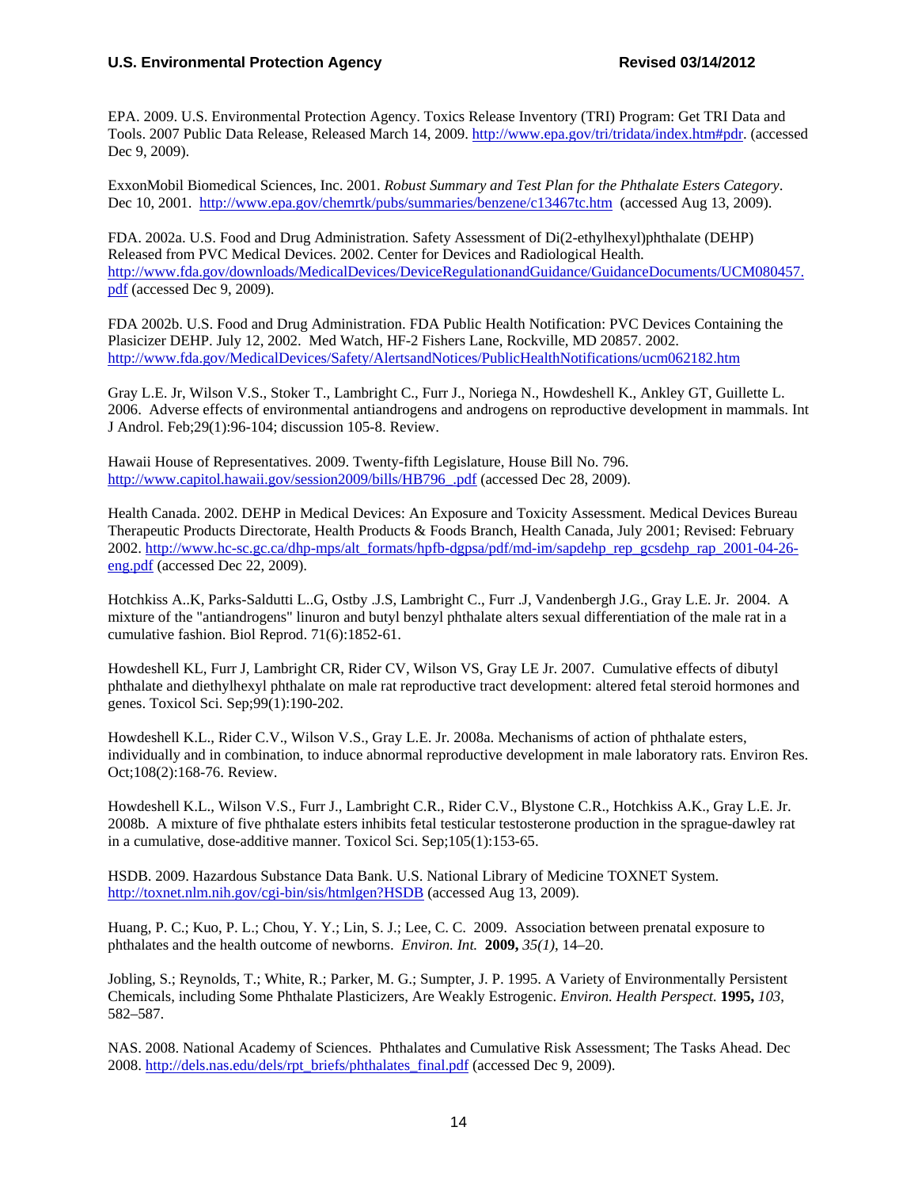EPA. 2009. U.S. Environmental Protection Agency. Toxics Release Inventory (TRI) Program: Get TRI Data and Tools. 2007 Public Data Release, Released March 14, 2009. http://www.epa.gov/tri/tridata/index.htm#pdr. (accessed Dec 9, 2009).

ExxonMobil Biomedical Sciences, Inc. 2001. *Robust Summary and Test Plan for the Phthalate Esters Category*. Dec 10, 2001. http://www.epa.gov/chemrtk/pubs/summaries/benzene/c13467tc.htm (accessed Aug 13, 2009).

FDA. 2002a. U.S. Food and Drug Administration. Safety Assessment of Di(2-ethylhexyl)phthalate (DEHP) Released from PVC Medical Devices. 2002. Center for Devices and Radiological Health. http://www.fda.gov/downloads/MedicalDevices/DeviceRegulationandGuidance/GuidanceDocuments/UCM080457.pdf (accessed Dec 9, 2009).

FDA 2002b. U.S. Food and Drug Administration. FDA Public Health Notification: PVC Devices Containing the Plasicizer DEHP. July 12, 2002. Med Watch, HF-2 Fishers Lane, Rockville, MD 20857. 2002. http://www.fda.gov/MedicalDevices/Safety/AlertsandNotices/PublicHealthNotifications/ucm062182.htm

Gray L.E. Jr, Wilson V.S., Stoker T., Lambright C., Furr J., Noriega N., Howdeshell K., Ankley GT, Guillette L. 2006. Adverse effects of environmental antiandrogens and androgens on reproductive development in mammals. Int J Androl. Feb;29(1):96-104; discussion 105-8. Review.

Hawaii House of Representatives. 2009. Twenty-fifth Legislature, House Bill No. 796. http://www.capitol.hawaii.gov/session2009/bills/HB796_.pdf (accessed Dec 28, 2009).

Health Canada. 2002. DEHP in Medical Devices: An Exposure and Toxicity Assessment. Medical Devices Bureau Therapeutic Products Directorate, Health Products & Foods Branch, Health Canada, July 2001; Revised: February 2002. http://www.hc-sc.gc.ca/dhp-mps/alt_formats/hpfb-dgpsa/pdf/md-im/sapdehp_rep_gcsdehp_rap_2001-04-26-eng.pdf (accessed Dec 22, 2009).

Hotchkiss A..K, Parks-Saldutti L..G, Ostby .J.S, Lambright C., Furr .J, Vandenbergh J.G., Gray L.E. Jr. 2004. A mixture of the "antiandrogens" linuron and butyl benzyl phthalate alters sexual differentiation of the male rat in a cumulative fashion. Biol Reprod. 71(6):1852-61.

Howdeshell KL, Furr J, Lambright CR, Rider CV, Wilson VS, Gray LE Jr. 2007. Cumulative effects of dibutyl phthalate and diethylhexyl phthalate on male rat reproductive tract development: altered fetal steroid hormones and genes. Toxicol Sci. Sep;99(1):190-202.

Howdeshell K.L., Rider C.V., Wilson V.S., Gray L.E. Jr. 2008a. Mechanisms of action of phthalate esters, individually and in combination, to induce abnormal reproductive development in male laboratory rats. Environ Res. Oct;108(2):168-76. Review.

Howdeshell K.L., Wilson V.S., Furr J., Lambright C.R., Rider C.V., Blystone C.R., Hotchkiss A.K., Gray L.E. Jr. 2008b. A mixture of five phthalate esters inhibits fetal testicular testosterone production in the sprague-dawley rat in a cumulative, dose-additive manner. Toxicol Sci. Sep;105(1):153-65.

HSDB. 2009. Hazardous Substance Data Bank. U.S. National Library of Medicine TOXNET System. http://toxnet.nlm.nih.gov/cgi-bin/sis/htmlgen?HSDB (accessed Aug 13, 2009).

Huang, P. C.; Kuo, P. L.; Chou, Y. Y.; Lin, S. J.; Lee, C. C. 2009. Association between prenatal exposure to phthalates and the health outcome of newborns. *Environ. Int.* **2009,** *35(1)*, 14–20.

Jobling, S.; Reynolds, T.; White, R.; Parker, M. G.; Sumpter, J. P. 1995. A Variety of Environmentally Persistent Chemicals, including Some Phthalate Plasticizers, Are Weakly Estrogenic. *Environ. Health Perspect.* **1995,** *103*, 582–587.

NAS. 2008. National Academy of Sciences. Phthalates and Cumulative Risk Assessment; The Tasks Ahead. Dec 2008. http://dels.nas.edu/dels/rpt_briefs/phthalates_final.pdf (accessed Dec 9, 2009).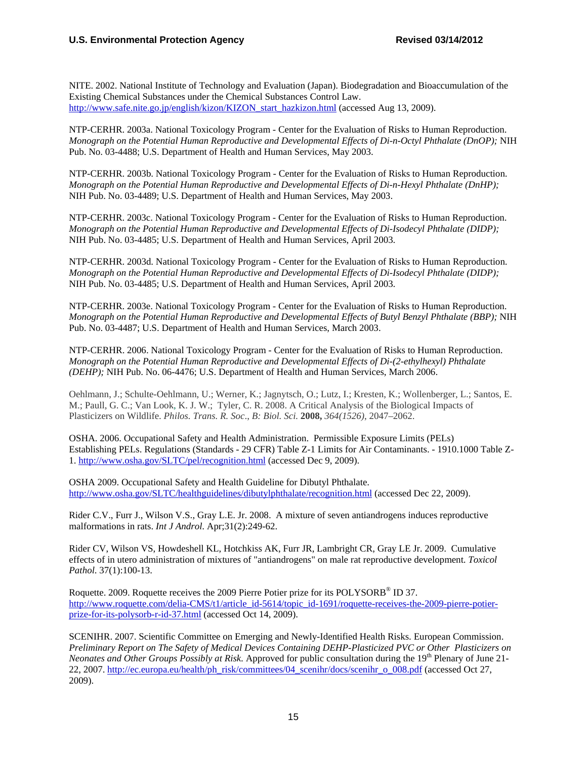NITE. 2002. National Institute of Technology and Evaluation (Japan). Biodegradation and Bioaccumulation of the Existing Chemical Substances under the Chemical Substances Control Law. http://www.safe.nite.go.jp/english/kizon/KIZON_start_hazkizon.html (accessed Aug 13, 2009).

NTP-CERHR. 2003a. National Toxicology Program - Center for the Evaluation of Risks to Human Reproduction. *Monograph on the Potential Human Reproductive and Developmental Effects of Di-n-Octyl Phthalate (DnOP);* NIH Pub. No. 03-4488; U.S. Department of Health and Human Services, May 2003.

NTP-CERHR. 2003b. National Toxicology Program - Center for the Evaluation of Risks to Human Reproduction. *Monograph on the Potential Human Reproductive and Developmental Effects of Di-n-Hexyl Phthalate (DnHP);* NIH Pub. No. 03-4489; U.S. Department of Health and Human Services, May 2003.

NTP-CERHR. 2003c. National Toxicology Program - Center for the Evaluation of Risks to Human Reproduction. *Monograph on the Potential Human Reproductive and Developmental Effects of Di-Isodecyl Phthalate (DIDP);* NIH Pub. No. 03-4485; U.S. Department of Health and Human Services, April 2003.

NTP-CERHR. 2003d. National Toxicology Program - Center for the Evaluation of Risks to Human Reproduction. *Monograph on the Potential Human Reproductive and Developmental Effects of Di-Isodecyl Phthalate (DIDP);* NIH Pub. No. 03-4485; U.S. Department of Health and Human Services, April 2003.

NTP-CERHR. 2003e. National Toxicology Program - Center for the Evaluation of Risks to Human Reproduction. *Monograph on the Potential Human Reproductive and Developmental Effects of Butyl Benzyl Phthalate (BBP);* NIH Pub. No. 03-4487; U.S. Department of Health and Human Services, March 2003.

NTP-CERHR. 2006. National Toxicology Program - Center for the Evaluation of Risks to Human Reproduction. *Monograph on the Potential Human Reproductive and Developmental Effects of Di-(2-ethylhexyl) Phthalate (DEHP);* NIH Pub. No. 06-4476; U.S. Department of Health and Human Services, March 2006.

Oehlmann, J.; Schulte-Oehlmann, U.; Werner, K.; Jagnytsch, O.; Lutz, I.; Kresten, K.; Wollenberger, L.; Santos, E. M.; Paull, G. C.; Van Look, K. J. W.; Tyler, C. R. 2008. A Critical Analysis of the Biological Impacts of Plasticizers on Wildlife. *Philos. Trans. R. Soc., B: Biol. Sci.* **2008,** *364(1526)*, 2047–2062.

OSHA. 2006. Occupational Safety and Health Administration. Permissible Exposure Limits (PELs) Establishing PELs. Regulations (Standards - 29 CFR) Table Z-1 Limits for Air Contaminants. - 1910.1000 Table Z-1. http://www.osha.gov/SLTC/pel/recognition.html (accessed Dec 9, 2009).

OSHA 2009. Occupational Safety and Health Guideline for Dibutyl Phthalate. http://www.osha.gov/SLTC/healthguidelines/dibutylphthalate/recognition.html (accessed Dec 22, 2009).

Rider C.V., Furr J., Wilson V.S., Gray L.E. Jr. 2008. A mixture of seven antiandrogens induces reproductive malformations in rats. *Int J Androl.* Apr;31(2):249-62.

Rider CV, Wilson VS, Howdeshell KL, Hotchkiss AK, Furr JR, Lambright CR, Gray LE Jr. 2009. Cumulative effects of in utero administration of mixtures of "antiandrogens" on male rat reproductive development. *Toxicol Pathol.* 37(1):100-13.

Roquette. 2009. Roquette receives the 2009 Pierre Potier prize for its POLYSORB® ID 37. http://www.roquette.com/delia-CMS/t1/article_id-5614/topic_id-1691/roquette-receives-the-2009-pierre-potier-prize-for-its-polysorb-r-id-37.html (accessed Oct 14, 2009).

SCENIHR. 2007. Scientific Committee on Emerging and Newly-Identified Health Risks. European Commission. *Preliminary Report on The Safety of Medical Devices Containing DEHP-Plasticized PVC or Other Plasticizers on Neonates and Other Groups Possibly at Risk.* Approved for public consultation during the 19th Plenary of June 21-22, 2007. http://ec.europa.eu/health/ph_risk/committees/04_scenihr/docs/scenihr_o_008.pdf (accessed Oct 27, 2009).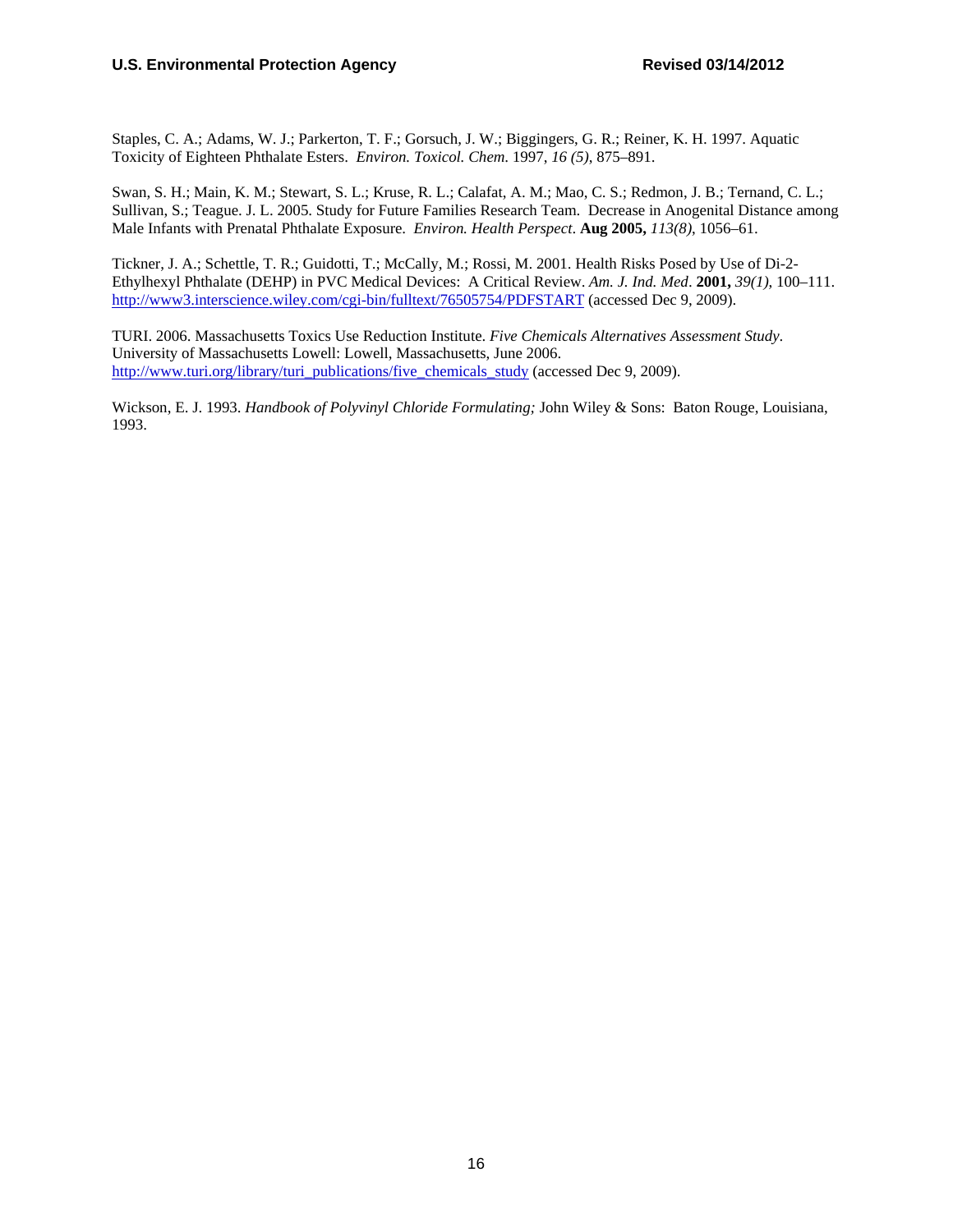Staples, C. A.; Adams, W. J.; Parkerton, T. F.; Gorsuch, J. W.; Biggingers, G. R.; Reiner, K. H. 1997. Aquatic Toxicity of Eighteen Phthalate Esters. *Environ. Toxicol. Chem*. 1997, *16 (5)*, 875–891.

Swan, S. H.; Main, K. M.; Stewart, S. L.; Kruse, R. L.; Calafat, A. M.; Mao, C. S.; Redmon, J. B.; Ternand, C. L.; Sullivan, S.; Teague. J. L. 2005. Study for Future Families Research Team. Decrease in Anogenital Distance among Male Infants with Prenatal Phthalate Exposure. *Environ. Health Perspect*. **Aug 2005,** *113(8)*, 1056–61.

Tickner, J. A.; Schettle, T. R.; Guidotti, T.; McCally, M.; Rossi, M. 2001. Health Risks Posed by Use of Di-2-Ethylhexyl Phthalate (DEHP) in PVC Medical Devices: A Critical Review. *Am. J. Ind. Med*. **2001,** *39(1)*, 100–111. http://www3.interscience.wiley.com/cgi-bin/fulltext/76505754/PDFSTART (accessed Dec 9, 2009).

TURI. 2006. Massachusetts Toxics Use Reduction Institute. *Five Chemicals Alternatives Assessment Study*. University of Massachusetts Lowell: Lowell, Massachusetts, June 2006. http://www.turi.org/library/turi_publications/five_chemicals_study (accessed Dec 9, 2009).

Wickson, E. J. 1993. *Handbook of Polyvinyl Chloride Formulating;* John Wiley & Sons: Baton Rouge, Louisiana, 1993.